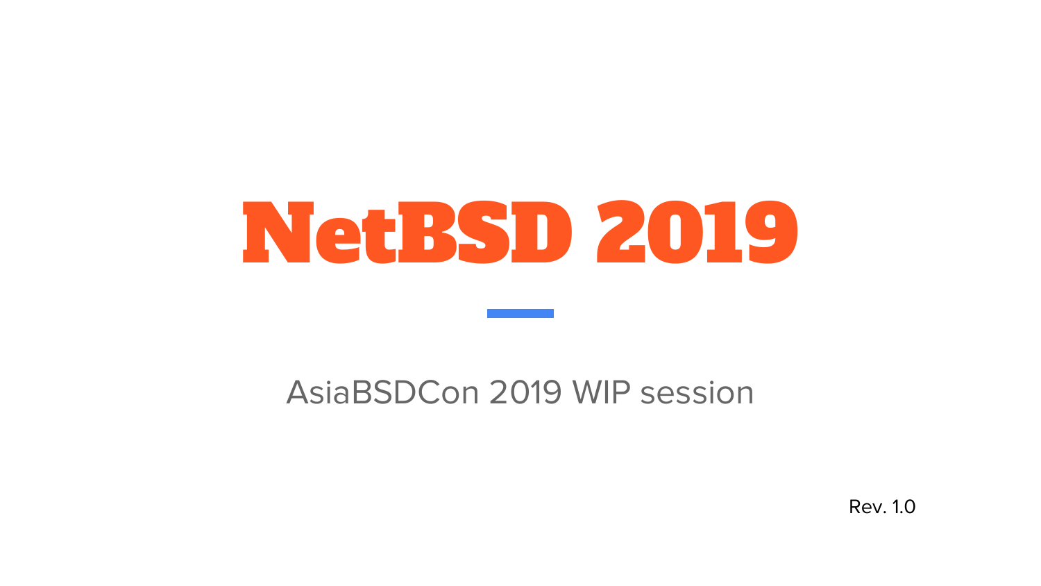# NetBSD 2019

AsiaBSDCon 2019 WIP session

Rev. 1.0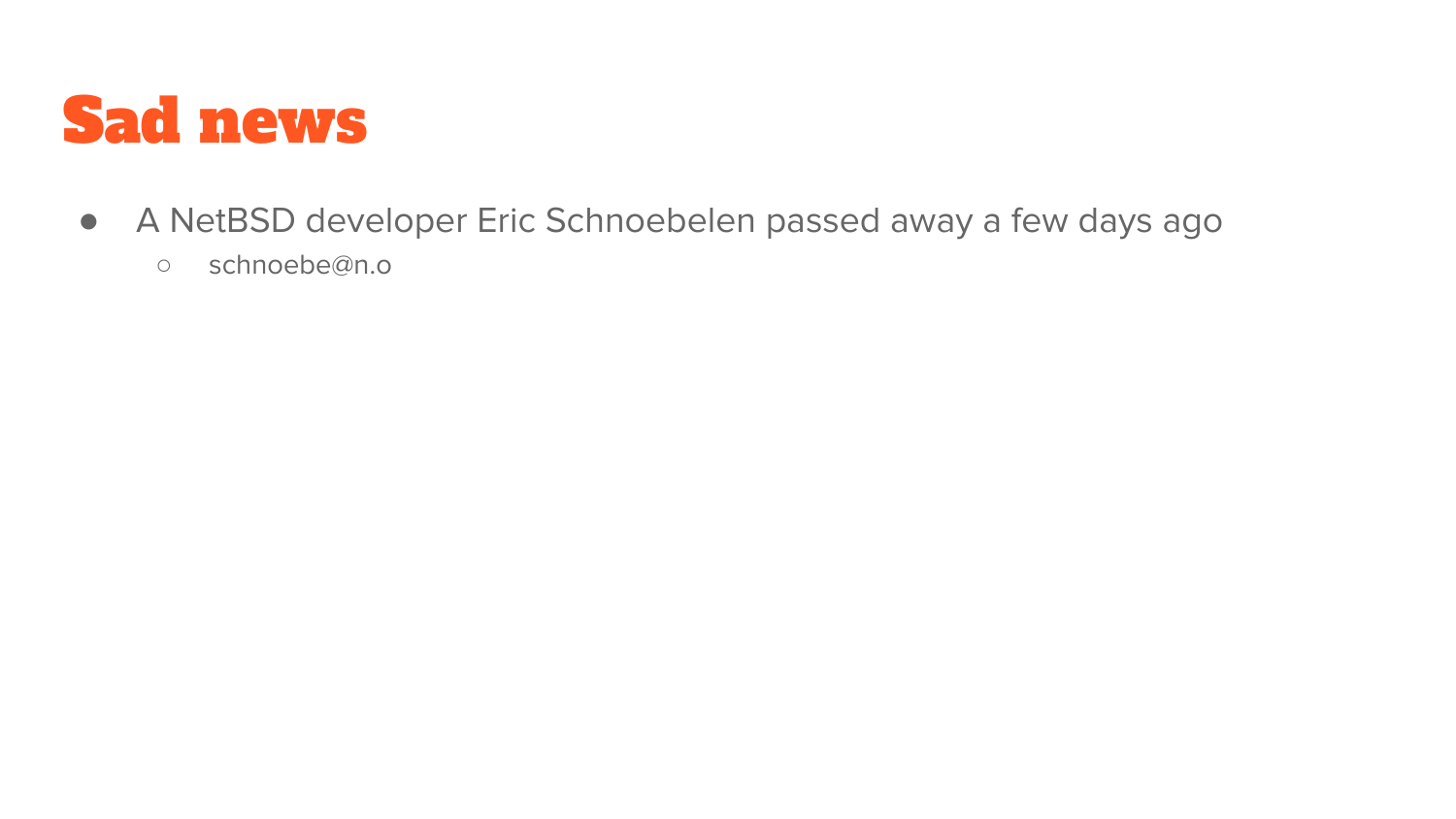# Sad news

- A NetBSD developer Eric Schnoebelen passed away a few days ago
  - schnoebe@n.o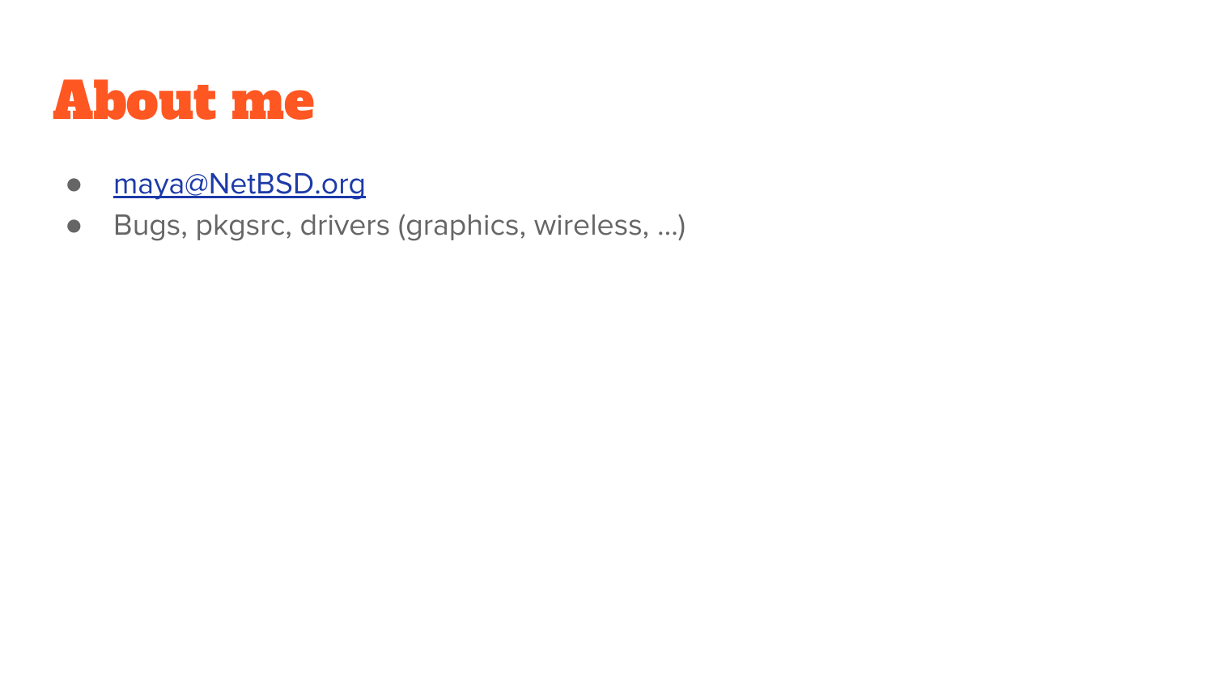# About me

- maya@NetBSD.org
- Bugs, pkgsrc, drivers (graphics, wireless, ...)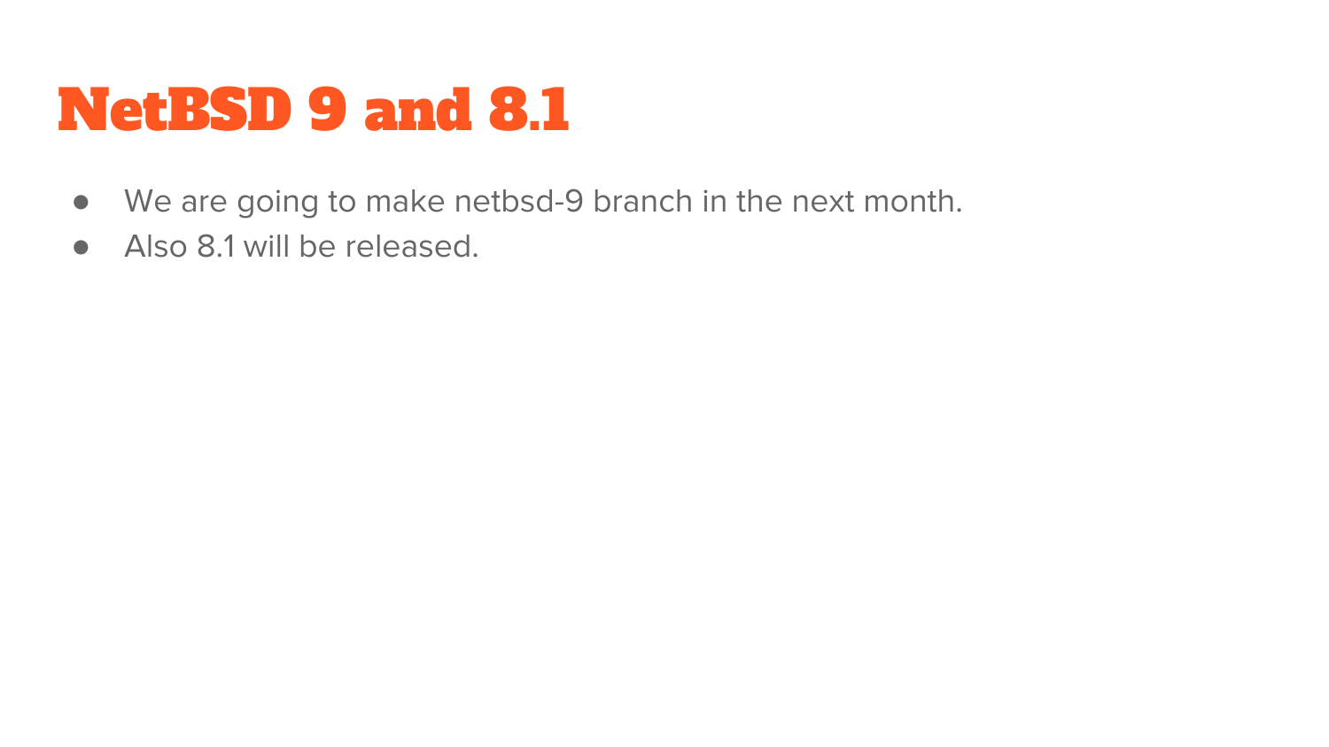# NetBSD 9 and 8.1

- We are going to make netbsd-9 branch in the next month.
- Also 8.1 will be released.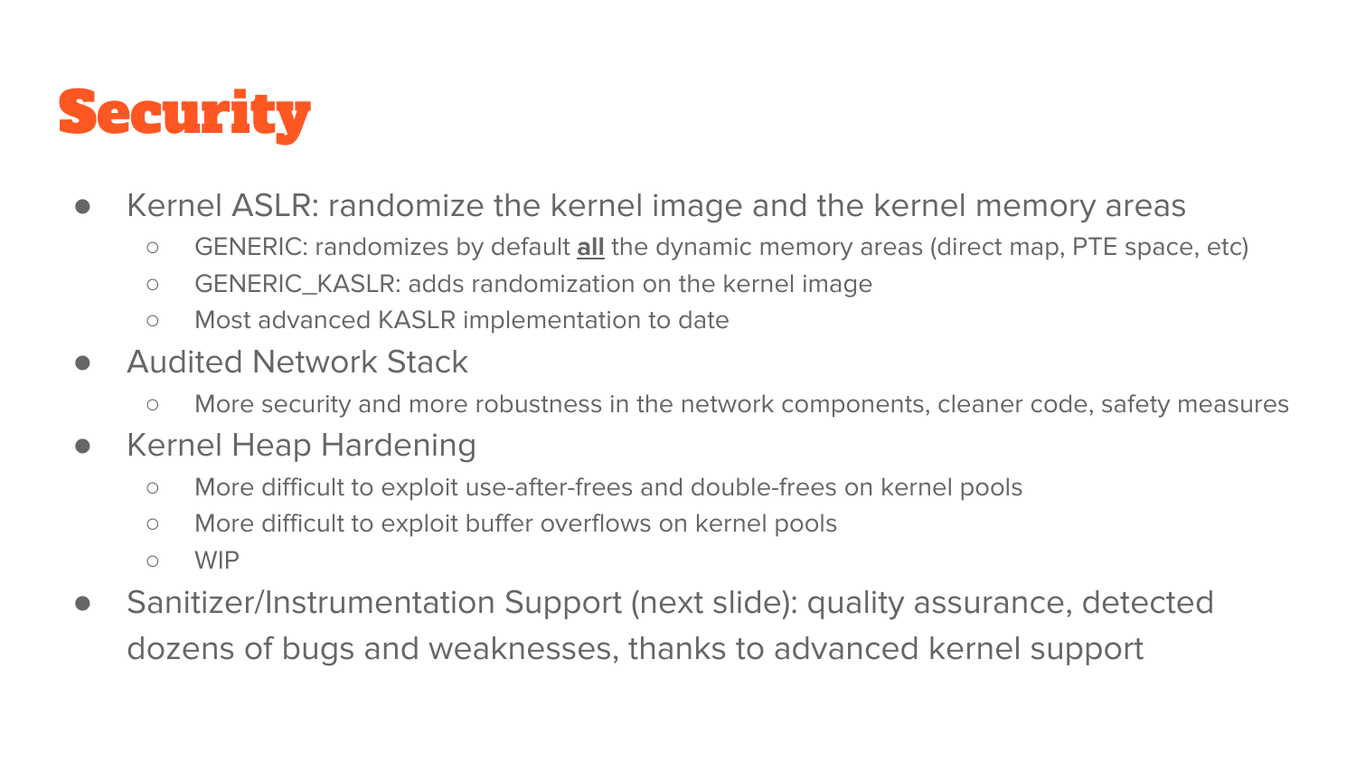# Security

- Kernel ASLR: randomize the kernel image and the kernel memory areas
  - GENERIC: randomizes by default **all** the dynamic memory areas (direct map, PTE space, etc)
  - GENERIC_KASLR: adds randomization on the kernel image
  - Most advanced KASLR implementation to date
- Audited Network Stack
  - More security and more robustness in the network components, cleaner code, safety measures
- Kernel Heap Hardening
  - More difficult to exploit use-after-frees and double-frees on kernel pools
  - More difficult to exploit buffer overflows on kernel pools
  - WIP
- Sanitizer/Instrumentation Support (next slide): quality assurance, detected dozens of bugs and weaknesses, thanks to advanced kernel support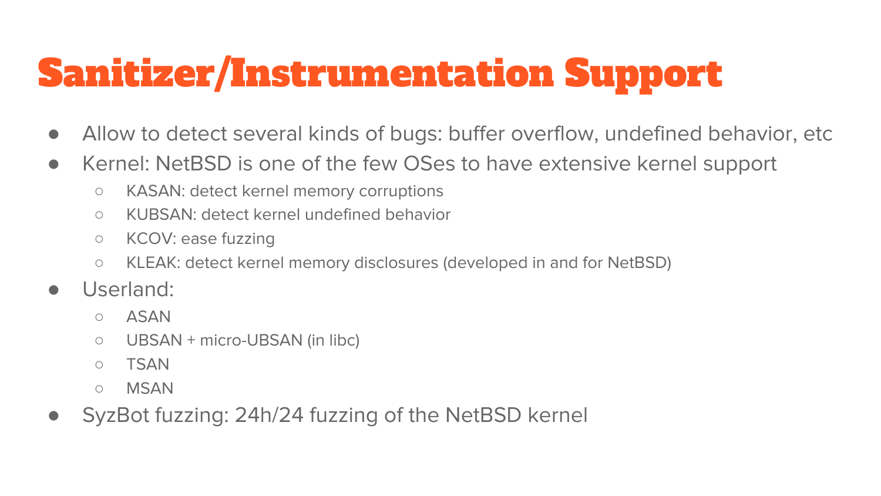# Sanitizer/Instrumentation Support

- Allow to detect several kinds of bugs: buffer overflow, undefined behavior, etc
- Kernel: NetBSD is one of the few OSes to have extensive kernel support
  - KASAN: detect kernel memory corruptions
  - KUBSAN: detect kernel undefined behavior
  - KCOV: ease fuzzing
  - KLEAK: detect kernel memory disclosures (developed in and for NetBSD)
- Userland:
  - ASAN
  - UBSAN + micro-UBSAN (in libc)
  - TSAN
  - MSAN
- SyzBot fuzzing: 24h/24 fuzzing of the NetBSD kernel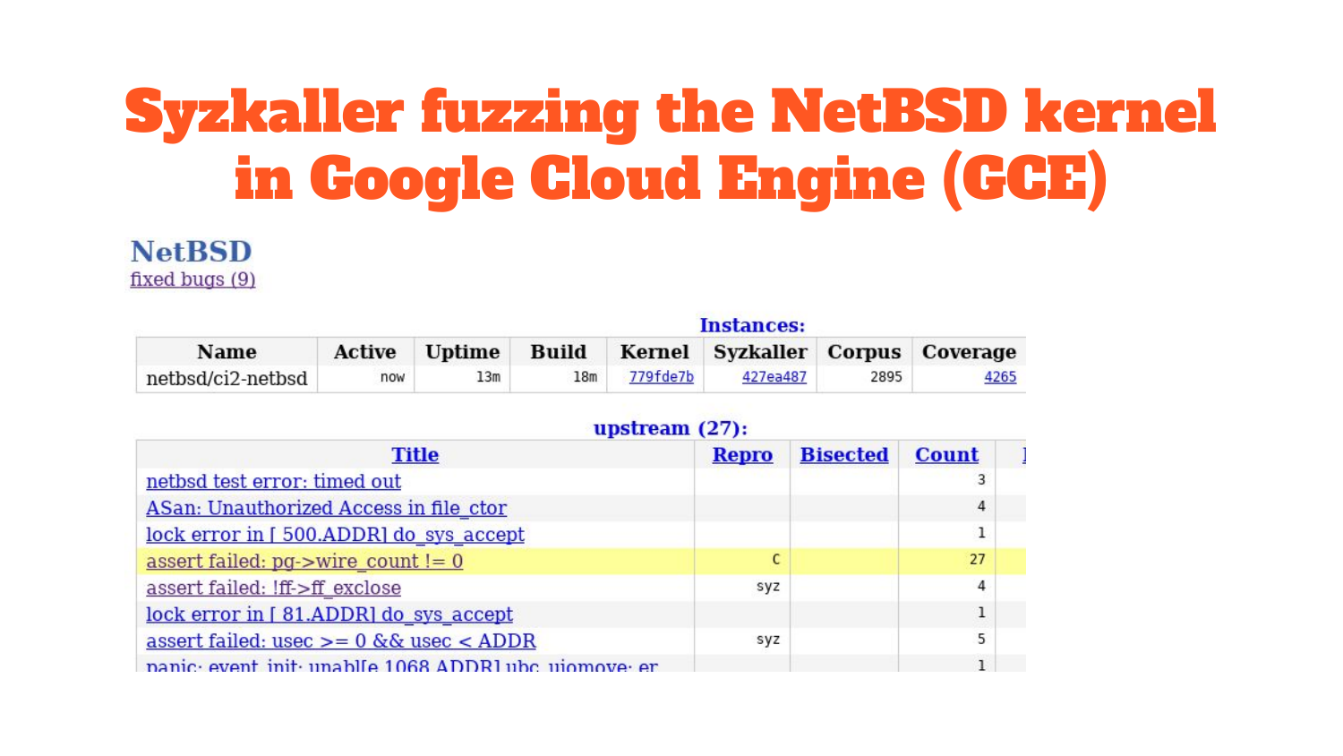# Syzkaller fuzzing the NetBSD kernel in Google Cloud Engine (GCE)

**NetBSD**

fixed bugs (9)

**Instances:**

| Name | Active | Uptime | Build | Kernel | Syzkaller | Corpus | Coverage |
|---|---|---|---|---|---|---|---|
| netbsd/ci2-netbsd | now | 13m | 18m | 779fde7b | 427ea487 | 2895 | 4265 |

**upstream (27):**

| Title | Repro | Bisected | Count |
|---|---|---|---|
| netbsd test error: timed out | | | 3 |
| ASan: Unauthorized Access in file_ctor | | | 4 |
| lock error in [ 500.ADDR] do_sys_accept | | | 1 |
| assert failed: pg->wire_count != 0 | C | | 27 |
| assert failed: !ff->ff_exclose | syz | | 4 |
| lock error in [ 81.ADDR] do_sys_accept | | | 1 |
| assert failed: usec >= 0 && usec < ADDR | syz | | 5 |
| panic: event_init: unabl[e 1068 ADDR] ubc_uiomove: er | | | 1 |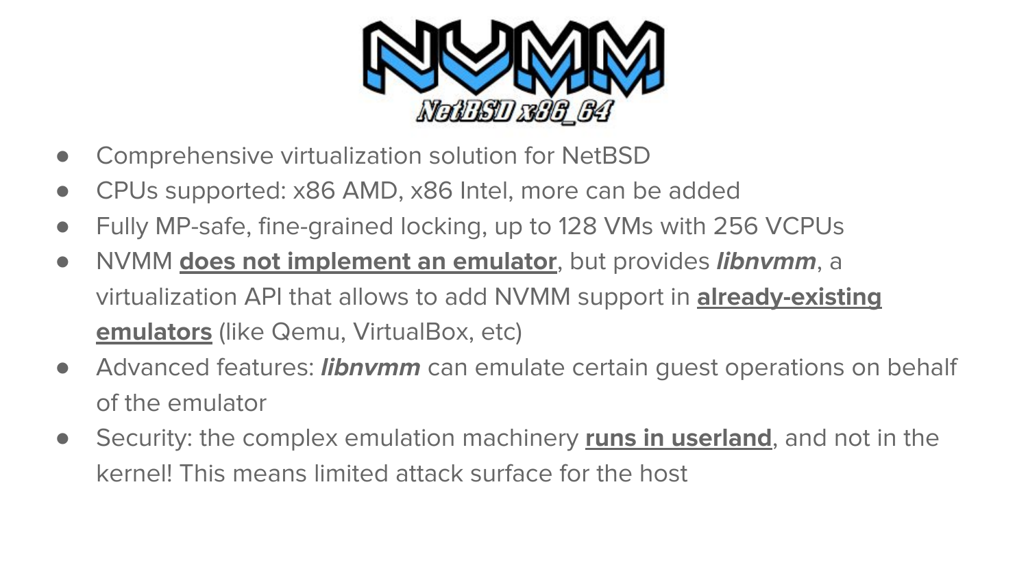# NVMM

NetBSD x86_64

- Comprehensive virtualization solution for NetBSD
- CPUs supported: x86 AMD, x86 Intel, more can be added
- Fully MP-safe, fine-grained locking, up to 128 VMs with 256 VCPUs
- NVMM **does not implement an emulator**, but provides ***libnvmm***, a virtualization API that allows to add NVMM support in **already-existing emulators** (like Qemu, VirtualBox, etc)
- Advanced features: ***libnvmm*** can emulate certain guest operations on behalf of the emulator
- Security: the complex emulation machinery **runs in userland**, and not in the kernel! This means limited attack surface for the host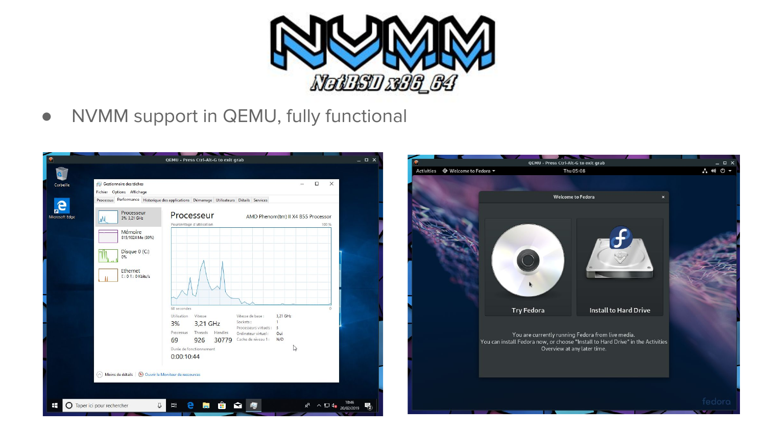# NVMM

NetBSD x86_64

- NVMM support in QEMU, fully functional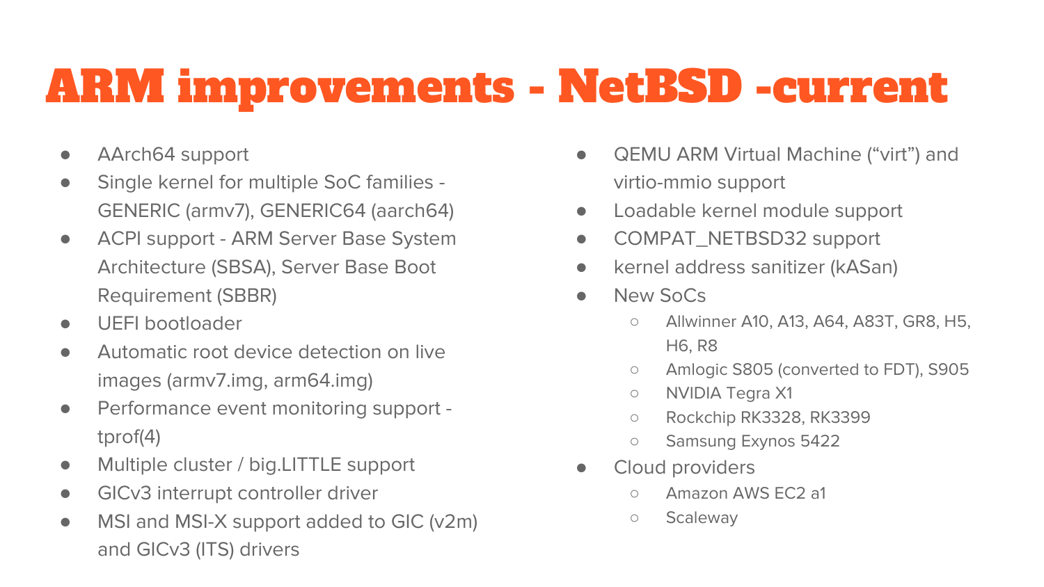# ARM improvements - NetBSD -current

- AArch64 support
- Single kernel for multiple SoC families - GENERIC (armv7), GENERIC64 (aarch64)
- ACPI support - ARM Server Base System Architecture (SBSA), Server Base Boot Requirement (SBBR)
- UEFI bootloader
- Automatic root device detection on live images (armv7.img, arm64.img)
- Performance event monitoring support - tprof(4)
- Multiple cluster / big.LITTLE support
- GICv3 interrupt controller driver
- MSI and MSI-X support added to GIC (v2m) and GICv3 (ITS) drivers
- QEMU ARM Virtual Machine (“virt”) and virtio-mmio support
- Loadable kernel module support
- COMPAT_NETBSD32 support
- kernel address sanitizer (kASan)
- New SoCs
  - Allwinner A10, A13, A64, A83T, GR8, H5, H6, R8
  - Amlogic S805 (converted to FDT), S905
  - NVIDIA Tegra X1
  - Rockchip RK3328, RK3399
  - Samsung Exynos 5422
- Cloud providers
  - Amazon AWS EC2 a1
  - Scaleway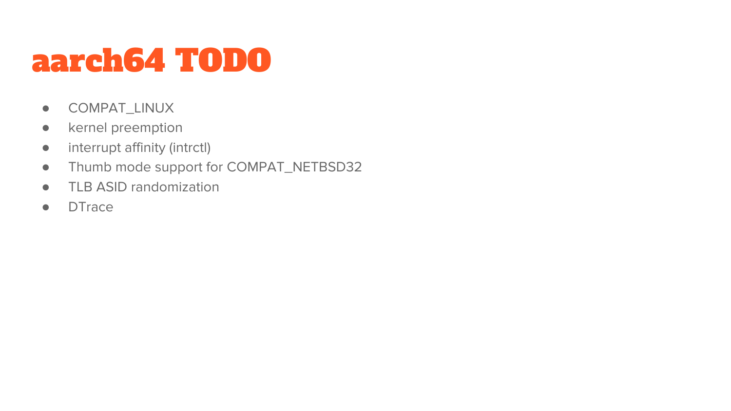# aarch64 TODO

- COMPAT_LINUX
- kernel preemption
- interrupt affinity (intrctl)
- Thumb mode support for COMPAT_NETBSD32
- TLB ASID randomization
- DTrace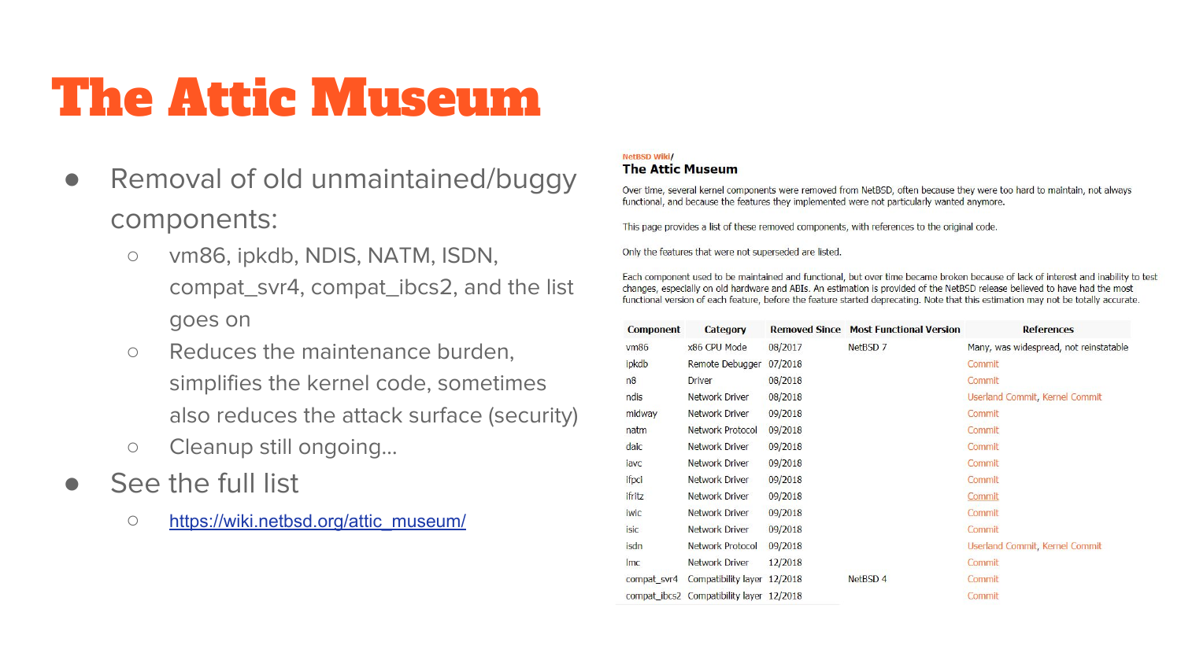# The Attic Museum

- Removal of old unmaintained/buggy components:
  - vm86, ipkdb, NDIS, NATM, ISDN, compat_svr4, compat_ibcs2, and the list goes on
  - Reduces the maintenance burden, simplifies the kernel code, sometimes also reduces the attack surface (security)
  - Cleanup still ongoing…
- See the full list
  - https://wiki.netbsd.org/attic_museum/

NetBSD Wiki/

## The Attic Museum

Over time, several kernel components were removed from NetBSD, often because they were too hard to maintain, not always functional, and because the features they implemented were not particularly wanted anymore.

This page provides a list of these removed components, with references to the original code.

Only the features that were not superseded are listed.

Each component used to be maintained and functional, but over time became broken because of lack of interest and inability to test changes, especially on old hardware and ABIs. An estimation is provided of the NetBSD release believed to have had the most functional version of each feature, before the feature started deprecating. Note that this estimation may not be totally accurate.

| Component | Category | Removed Since | Most Functional Version | References |
|---|---|---|---|---|
| vm86 | x86 CPU Mode | 08/2017 | NetBSD 7 | Many, was widespread, not reinstatable |
| ipkdb | Remote Debugger | 07/2018 | | Commit |
| n8 | Driver | 08/2018 | | Commit |
| ndis | Network Driver | 08/2018 | | Userland Commit, Kernel Commit |
| midway | Network Driver | 09/2018 | | Commit |
| natm | Network Protocol | 09/2018 | | Commit |
| daic | Network Driver | 09/2018 | | Commit |
| iavc | Network Driver | 09/2018 | | Commit |
| ifpci | Network Driver | 09/2018 | | Commit |
| ifritz | Network Driver | 09/2018 | | Commit |
| iwic | Network Driver | 09/2018 | | Commit |
| isic | Network Driver | 09/2018 | | Commit |
| isdn | Network Protocol | 09/2018 | | Userland Commit, Kernel Commit |
| lmc | Network Driver | 12/2018 | | Commit |
| compat_svr4 | Compatibility layer | 12/2018 | NetBSD 4 | Commit |
| compat_ibcs2 | Compatibility layer | 12/2018 | | Commit |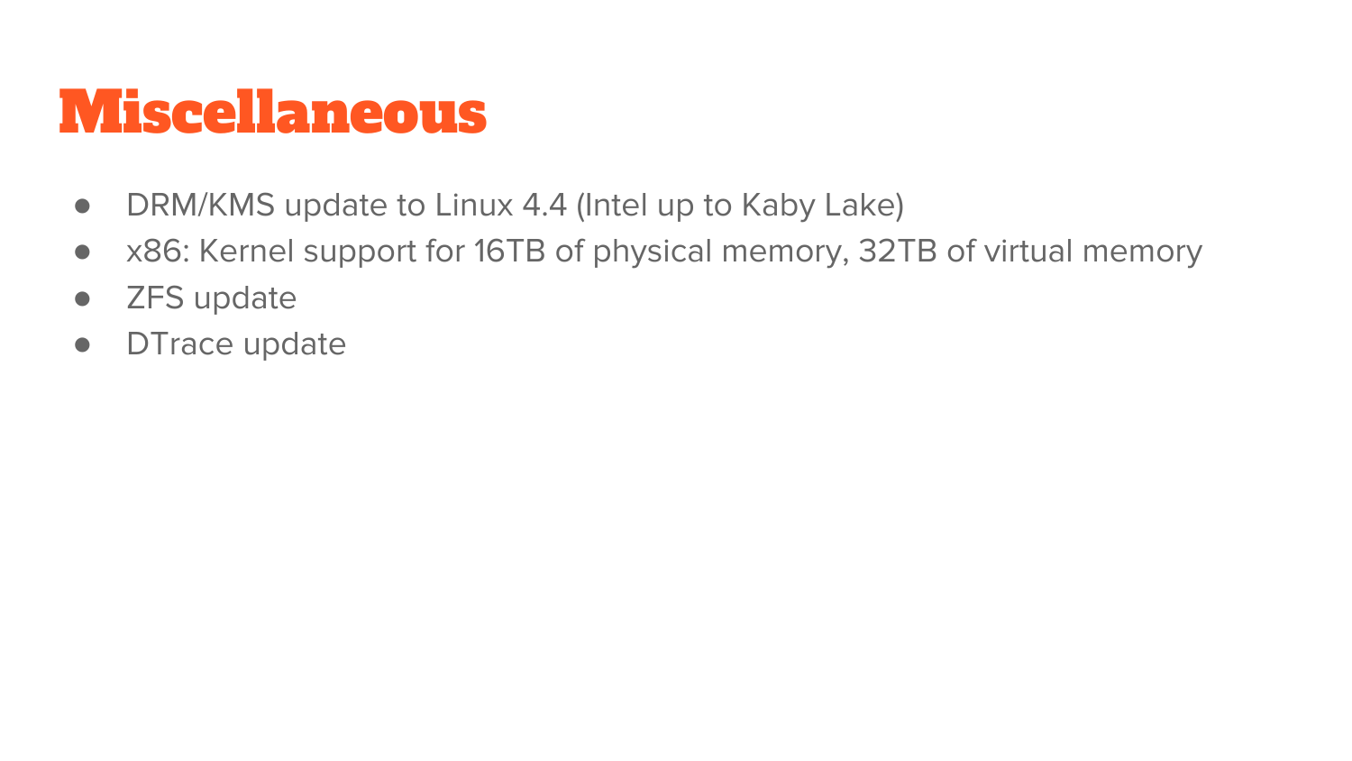# Miscellaneous

- DRM/KMS update to Linux 4.4 (Intel up to Kaby Lake)
- x86: Kernel support for 16TB of physical memory, 32TB of virtual memory
- ZFS update
- DTrace update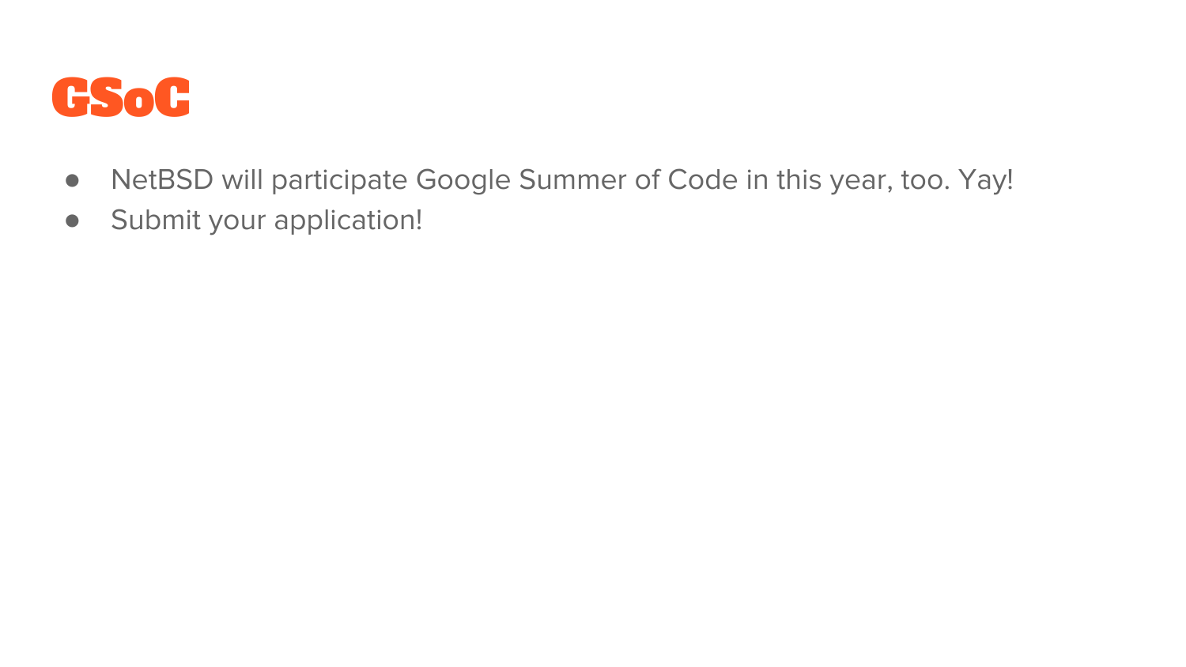# GSoC

- NetBSD will participate Google Summer of Code in this year, too. Yay!
- Submit your application!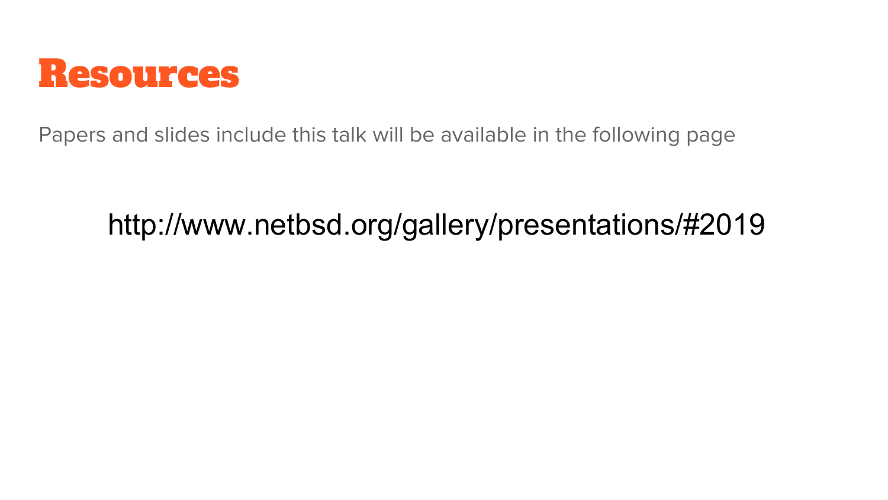# Resources

Papers and slides include this talk will be available in the following page

http://www.netbsd.org/gallery/presentations/#2019